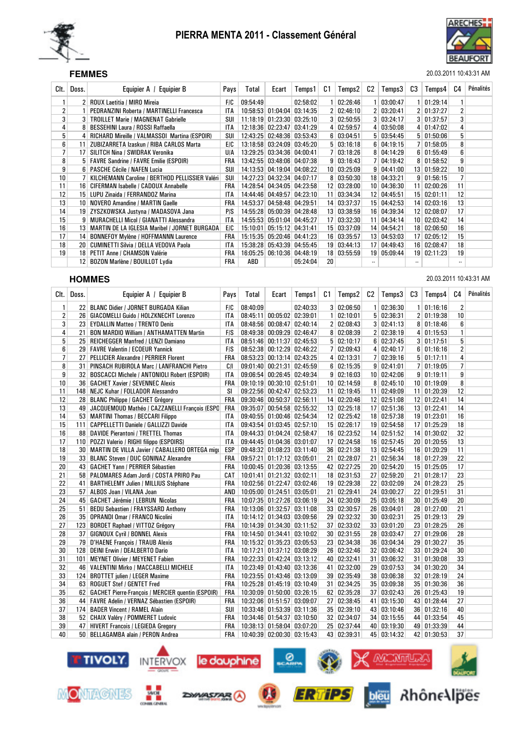# PIERRA MENTA 2011 - Classement Général

## FEMMES

20.03.2011 10:43:31 AM

| Clt. | Doss. | Equipier A / Equipier B | Pays | Total | Ecart | Temps1 | C1 | Temps2 | C2 | Temps3 | C3 | Temps4 | C4 | Pénalités |
|---|---|---|---|---|---|---|---|---|---|---|---|---|---|---|
| 1 | 2 | ROUX Laetitia / MIRO Mireia | F/C | 09:54:49 | | 02:58:02 | 1 | 02:26:46 | 1 | 03:00:47 | 1 | 01:29:14 | 1 | |
| 2 | 1 | PEDRANZINI Roberta / MARTINELLI Francesca | ITA | 10:58:53 | 01:04:04 | 03:14:35 | 2 | 02:46:10 | 2 | 03:20:41 | 2 | 01:37:27 | 2 | |
| 3 | 3 | TROILLET Marie / MAGNENAT Gabrielle | SUI | 11:18:19 | 01:23:30 | 03:25:10 | 3 | 02:50:55 | 3 | 03:24:17 | 3 | 01:37:57 | 3 | |
| 4 | 8 | BESSEHINI Laura / ROSSI Raffaella | ITA | 12:18:36 | 02:23:47 | 03:41:29 | 4 | 02:59:57 | 4 | 03:50:08 | 4 | 01:47:02 | 4 | |
| 5 | 4 | RICHARD Mireille / VALMASSOI Martina (ESPOIR) | SUI | 12:43:25 | 02:48:36 | 03:53:43 | 6 | 03:04:51 | 5 | 03:54:45 | 5 | 01:50:06 | 5 | |
| 6 | 11 | ZUBIZARRETA Izaskun / RIBA CARLOS Marta | E/C | 13:18:58 | 03:24:09 | 03:45:20 | 5 | 03:16:18 | 6 | 04:19:15 | 7 | 01:58:05 | 8 | |
| 7 | 17 | SILITCH Nina / SWIDRAK Veronika | U/A | 13:29:25 | 03:34:36 | 04:00:41 | 7 | 03:18:26 | 8 | 04:14:29 | 6 | 01:55:49 | 6 | |
| 8 | 5 | FAVRE Sandrine / FAVRE Emilie (ESPOIR) | FRA | 13:42:55 | 03:48:06 | 04:07:38 | 9 | 03:16:43 | 7 | 04:19:42 | 8 | 01:58:52 | 9 | |
| 9 | 6 | PASCHE Cécile / NAFEN Lucia | SUI | 14:13:53 | 04:19:04 | 04:08:22 | 10 | 03:25:09 | 9 | 04:41:00 | 13 | 01:59:22 | 10 | |
| 10 | 7 | KILCHEMANN Caroline / BERTHOD PELLISSIER Valéri | SUI | 14:27:23 | 04:32:34 | 04:07:17 | 8 | 03:50:30 | 18 | 04:33:21 | 9 | 01:56:15 | 7 | |
| 11 | 16 | CIFERMAN Isabelle / CADOUX Annabelle | FRA | 14:28:54 | 04:34:05 | 04:23:58 | 12 | 03:28:00 | 10 | 04:36:30 | 11 | 02:00:26 | 11 | |
| 12 | 15 | LUPU Zinaida / FERRANDOZ Marina | ITA | 14:44:46 | 04:49:57 | 04:23:10 | 11 | 03:34:34 | 12 | 04:45:51 | 15 | 02:01:11 | 12 | |
| 13 | 10 | NOVERO Amandine / MARTIN Gaelle | FRA | 14:53:37 | 04:58:48 | 04:29:51 | 14 | 03:37:37 | 15 | 04:42:53 | 14 | 02:03:16 | 13 | |
| 14 | 19 | ZYSZKOWSKA Justyna / MADASOVA Jana | P/S | 14:55:28 | 05:00:39 | 04:28:48 | 13 | 03:38:59 | 16 | 04:39:34 | 12 | 02:08:07 | 17 | |
| 15 | 9 | MURACHELLI Micol / GIANATTI Alessandra | ITA | 14:55:53 | 05:01:04 | 04:45:27 | 17 | 03:32:30 | 11 | 04:34:14 | 10 | 02:03:42 | 14 | |
| 16 | 13 | MARTIN DE LA IGLESIA Maribel / JORNET BURGADA | E/C | 15:10:01 | 05:15:12 | 04:31:41 | 15 | 03:37:09 | 14 | 04:54:21 | 18 | 02:06:50 | 16 | |
| 17 | 14 | BONNEFOY Mylène / HOFFMANN Laurence | FRA | 15:15:35 | 05:20:46 | 04:41:23 | 16 | 03:35:57 | 13 | 04:53:03 | 17 | 02:05:12 | 15 | |
| 18 | 20 | CUMINETTI Silvia / DELLA VEDOVA Paola | ITA | 15:38:28 | 05:43:39 | 04:55:45 | 19 | 03:44:13 | 17 | 04:49:43 | 16 | 02:08:47 | 18 | |
| 19 | 18 | PETIT Anne / CHAMSON Valérie | FRA | 16:05:25 | 06:10:36 | 04:48:19 | 18 | 03:55:59 | 19 | 05:09:44 | 19 | 02:11:23 | 19 | |
| | 12 | BOZON Marlène / BOUILLOT Lydia | FRA | ABD | | 05:24:04 | 20 | | -- | | -- | | -- | |

## HOMMES

20.03.2011 10:43:31 AM

| Clt. | Doss. | Equipier A / Equipier B | Pays | Total | Ecart | Temps1 | C1 | Temps2 | C2 | Temps3 | C3 | Temps4 | C4 | Pénalités |
|---|---|---|---|---|---|---|---|---|---|---|---|---|---|---|
| 1 | 22 | BLANC Didier / JORNET BURGADA Kilian | F/C | 08:40:09 | | 02:40:33 | 3 | 02:06:50 | 1 | 02:36:30 | 1 | 01:16:16 | 2 | |
| 2 | 26 | GIACOMELLI Guido / HOLZKNECHT Lorenzo | ITA | 08:45:11 | 00:05:02 | 02:39:01 | 1 | 02:10:01 | 5 | 02:36:31 | 2 | 01:19:38 | 10 | |
| 3 | 23 | EYDALLIN Matteo / TRENTO Denis | ITA | 08:48:56 | 00:08:47 | 02:40:14 | 2 | 02:08:43 | 3 | 02:41:13 | 8 | 01:18:46 | 6 | |
| 4 | 21 | BON MARDIO William / ANTHAMATTEN Martin | F/S | 08:49:38 | 00:09:29 | 02:46:47 | 8 | 02:08:39 | 2 | 02:38:19 | 4 | 01:15:53 | 1 | |
| 5 | 25 | REICHEGGER Manfred / LENZI Damiano | ITA | 08:51:46 | 00:11:37 | 02:45:53 | 5 | 02:10:17 | 6 | 02:37:45 | 3 | 01:17:51 | 5 | |
| 6 | 29 | FAVRE Valentin / ECOEUR Yannick | F/S | 08:52:38 | 00:12:29 | 02:46:22 | 7 | 02:09:43 | 4 | 02:40:17 | 6 | 01:16:16 | 2 | |
| 7 | 27 | PELLICIER Alexandre / PERRIER Florent | FRA | 08:53:23 | 00:13:14 | 02:43:25 | 4 | 02:13:31 | 7 | 02:39:16 | 5 | 01:17:11 | 4 | |
| 8 | 31 | PINSACH RUBIROLA Marc / LANFRANCHI Pietro | C/I | 09:01:40 | 00:21:31 | 02:45:59 | 6 | 02:15:35 | 9 | 02:41:01 | 7 | 01:19:05 | 7 | |
| 9 | 32 | BOSCACCI Michele / ANTONIOLI Robert (ESPOIR) | ITA | 09:06:54 | 00:26:45 | 02:49:34 | 9 | 02:16:03 | 10 | 02:42:06 | 9 | 01:19:11 | 9 | |
| 10 | 36 | GACHET Xavier / SEVENNEC Alexis | FRA | 09:10:19 | 00:30:10 | 02:51:01 | 10 | 02:14:59 | 8 | 02:45:10 | 10 | 01:19:09 | 8 | |
| 11 | 148 | NEJC Kuhar / FOLLADOR Alessandro | SI | 09:22:56 | 00:42:47 | 02:53:23 | 11 | 02:19:45 | 11 | 02:49:09 | 11 | 01:20:39 | 12 | |
| 12 | 28 | BLANC Philippe / GACHET Grégory | FRA | 09:30:46 | 00:50:37 | 02:56:11 | 14 | 02:20:46 | 12 | 02:51:08 | 12 | 01:22:41 | 14 | |
| 13 | 49 | JACQUEMOUD Mathéo / CAZZANELLI François (ESPO | FRA | 09:35:07 | 00:54:58 | 02:55:32 | 13 | 02:25:18 | 17 | 02:51:36 | 13 | 01:22:41 | 14 | |
| 14 | 53 | MARTINI Thomas / BECCARI Filippo | ITA | 09:40:55 | 01:00:46 | 02:54:34 | 12 | 02:25:42 | 18 | 02:57:38 | 19 | 01:23:01 | 16 | |
| 15 | 111 | CAPPELLETTI Daniele / GALLIZZI Davide | ITA | 09:43:54 | 01:03:45 | 02:57:10 | 15 | 02:26:17 | 19 | 02:54:58 | 17 | 01:25:29 | 18 | |
| 16 | 88 | DAVIDE Pierantoni / TRETTEL Thomas | ITA | 09:44:33 | 01:04:24 | 02:58:47 | 16 | 02:23:52 | 14 | 02:51:52 | 14 | 01:30:02 | 32 | |
| 17 | 110 | POZZI Valerio / RIGHI filippo (ESPOIRS) | ITA | 09:44:45 | 01:04:36 | 03:01:07 | 17 | 02:24:58 | 16 | 02:57:45 | 20 | 01:20:55 | 13 | |
| 18 | 30 | MARTIN DE VILLA Javier / CABALLERO ORTEGA migu | ESP | 09:48:32 | 01:08:23 | 03:11:40 | 36 | 02:21:38 | 13 | 02:54:45 | 16 | 01:20:29 | 11 | |
| 19 | 33 | BLANC Steven / DUC GONINAZ Alexandre | FRA | 09:57:21 | 01:17:12 | 03:05:01 | 21 | 02:28:07 | 21 | 02:56:34 | 18 | 01:27:39 | 22 | |
| 20 | 43 | GACHET Yann / PERRIER Sébastien | FRA | 10:00:45 | 01:20:36 | 03:13:55 | 42 | 02:27:25 | 20 | 02:54:20 | 15 | 01:25:05 | 17 | |
| 21 | 58 | PALOMARES Adam Jordi / COSTA PRIRO Pau | CAT | 10:01:41 | 01:21:32 | 03:02:11 | 18 | 02:31:53 | 27 | 02:59:20 | 21 | 01:28:17 | 23 | |
| 22 | 41 | BARTHELEMY Julien / MILLIUS Stéphane | FRA | 10:02:56 | 01:22:47 | 03:02:46 | 19 | 02:29:38 | 22 | 03:02:09 | 24 | 01:28:23 | 25 | |
| 23 | 57 | ALBOS Joan / VILANA Joan | AND | 10:05:00 | 01:24:51 | 03:05:01 | 21 | 02:29:41 | 24 | 03:00:27 | 22 | 01:29:51 | 31 | |
| 24 | 45 | GACHET Jérémie / LEBRUN Nicolas | FRA | 10:07:35 | 01:27:26 | 03:06:19 | 24 | 02:30:09 | 25 | 03:05:18 | 30 | 01:25:49 | 20 | |
| 25 | 51 | BEDU Sebastien / FRAYSSARD Anthony | FRA | 10:13:06 | 01:32:57 | 03:11:08 | 33 | 02:30:57 | 26 | 03:04:01 | 28 | 01:27:00 | 21 | |
| 26 | 35 | OPRANDI Omar / FRANCO Nicolini | ITA | 10:14:12 | 01:34:03 | 03:09:56 | 29 | 02:32:32 | 30 | 03:02:31 | 25 | 01:29:13 | 29 | |
| 27 | 123 | BORDET Raphael / VITTOZ Grégory | FRA | 10:14:39 | 01:34:30 | 03:11:52 | 37 | 02:33:02 | 33 | 03:01:20 | 23 | 01:28:25 | 26 | |
| 28 | 37 | GIGNOUX Cyril / BONNEL Alexis | FRA | 10:14:50 | 01:34:41 | 03:10:02 | 30 | 02:31:55 | 28 | 03:03:47 | 27 | 01:29:06 | 28 | |
| 29 | 79 | D'HAENE François / TRAUB Alexis | FRA | 10:15:32 | 01:35:23 | 03:05:53 | 23 | 02:34:38 | 36 | 03:04:34 | 29 | 01:30:27 | 35 | |
| 30 | 128 | DEINI Erwin / DEALBERTO Dario | ITA | 10:17:21 | 01:37:12 | 03:08:55 | 26 | 02:32:46 | 32 | 03:06:42 | 33 | 01:29:24 | 30 | |
| 31 | 101 | MEYNET Olivier / MEYENET Fabien | FRA | 10:22:33 | 01:42:24 | 03:13:12 | 40 | 02:32:41 | 31 | 03:06:32 | 31 | 01:30:08 | 33 | |
| 32 | 46 | VALENTINI Mirko / MACCABELLI MICHELE | ITA | 10:23:49 | 01:43:40 | 03:13:36 | 41 | 02:32:00 | 29 | 03:07:53 | 34 | 01:30:20 | 34 | |
| 33 | 124 | BROTTET julien / LEGER Maxime | FRA | 10:23:55 | 01:43:46 | 03:13:09 | 39 | 02:35:49 | 38 | 03:06:38 | 32 | 01:28:19 | 24 | |
| 34 | 63 | ROGUET Stef / GENTET Fred | FRA | 10:25:28 | 01:45:19 | 03:10:49 | 31 | 02:34:25 | 35 | 03:09:38 | 35 | 01:30:36 | 36 | |
| 35 | 62 | GACHET Pierre-François / MERCIER quentin (ESPOIR) | FRA | 10:30:09 | 01:50:00 | 03:26:15 | 62 | 02:35:28 | 37 | 03:02:43 | 26 | 01:25:43 | 19 | |
| 36 | 44 | FAVRE Adelin / VERNAZ Sébastien (ESPOIR) | FRA | 10:32:06 | 01:51:57 | 03:09:07 | 27 | 02:38:45 | 41 | 03:15:30 | 43 | 01:28:44 | 27 | |
| 37 | 174 | BADER Vincent / RAMEL Alain | SUI | 10:33:48 | 01:53:39 | 03:11:36 | 35 | 02:39:10 | 43 | 03:10:46 | 36 | 01:32:16 | 40 | |
| 38 | 52 | CHAIX Valéry / POMMERET Ludovic | FRA | 10:34:46 | 01:54:37 | 03:10:50 | 32 | 02:34:07 | 34 | 03:15:55 | 44 | 01:33:54 | 45 | |
| 39 | 47 | HIVERT Francois / LEGIEDA Gregory | FRA | 10:38:13 | 01:58:04 | 03:07:20 | 25 | 02:37:44 | 40 | 03:19:30 | 49 | 01:33:39 | 44 | |
| 40 | 50 | BELLAGAMBA alain / PERON Andrea | FRA | 10:40:39 | 02:00:30 | 03:15:43 | 43 | 02:39:31 | 45 | 03:14:32 | 42 | 01:30:53 | 37 | |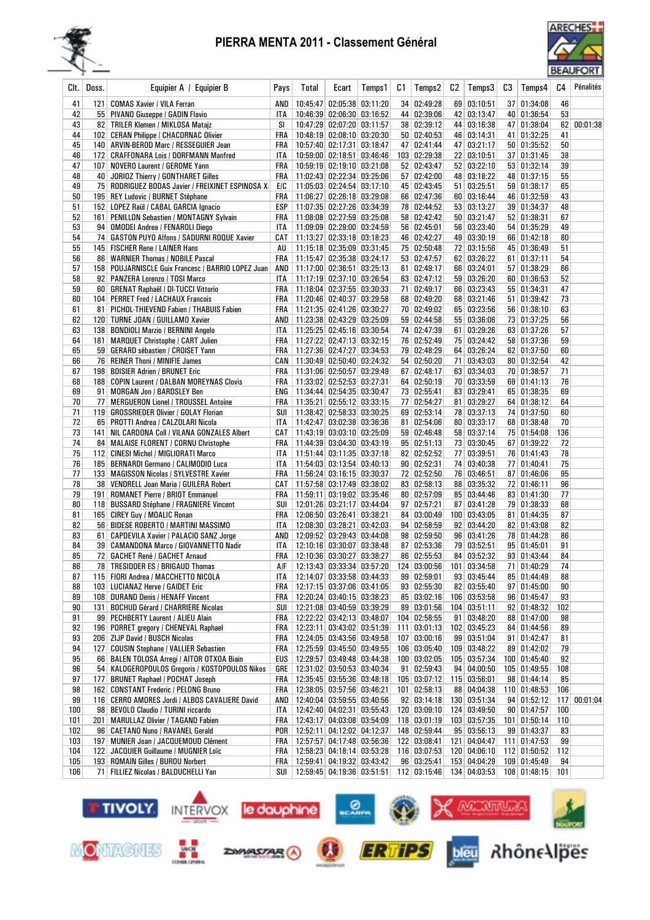# PIERRA MENTA 2011 - Classement Général

| Clt. | Doss. | Equipier A / Equipier B | Pays | Total | Ecart | Temps1 | C1 | Temps2 | C2 | Temps3 | C3 | Temps4 | C4 | Pénalités |
|---|---|---|---|---|---|---|---|---|---|---|---|---|---|---|
| 41 | 121 | COMAS Xavier / VILA Ferran | AND | 10:45:47 | 02:05:38 | 03:11:20 | 34 | 02:49:28 | 69 | 03:10:51 | 37 | 01:34:08 | 46 | |
| 42 | 55 | PIVANO Giuseppe / GADIN Flavio | ITA | 10:46:39 | 02:06:30 | 03:16:52 | 44 | 02:39:06 | 42 | 03:13:47 | 40 | 01:36:54 | 53 | |
| 43 | 82 | TRILER Klemen / MIKLOSA Mataiz | SI | 10:47:29 | 02:07:20 | 03:11:57 | 38 | 02:39:12 | 44 | 03:16:38 | 47 | 01:38:04 | 62 | 00:01:38 |
| 44 | 102 | CERAN Philippe / CHACORNAC Olivier | FRA | 10:48:19 | 02:08:10 | 03:20:30 | 50 | 02:40:53 | 46 | 03:14:31 | 41 | 01:32:25 | 41 | |
| 45 | 140 | ARVIN-BEROD Marc / RESSEGUIER Jean | FRA | 10:57:40 | 02:17:31 | 03:18:47 | 47 | 02:41:44 | 47 | 03:21:17 | 50 | 01:35:52 | 50 | |
| 46 | 172 | CRAFFONARA Lois / DORFMANN Manfred | ITA | 10:59:00 | 02:18:51 | 03:46:46 | 103 | 02:29:38 | 22 | 03:10:51 | 37 | 01:31:45 | 38 | |
| 47 | 107 | NOVERO Laurent / GEROME Yann | FRA | 10:59:19 | 02:19:10 | 03:21:08 | 52 | 02:43:47 | 52 | 03:22:10 | 53 | 01:32:14 | 39 | |
| 48 | 40 | JORIOZ Thierry / GONTHARET Gilles | FRA | 11:02:43 | 02:22:34 | 03:25:06 | 57 | 02:42:00 | 48 | 03:18:22 | 48 | 01:37:15 | 55 | |
| 49 | 75 | RODRIGUEZ BODAS Javier / FREIXINET ESPINOSA X. | E/C | 11:05:03 | 02:24:54 | 03:17:10 | 45 | 02:43:45 | 51 | 03:25:51 | 59 | 01:38:17 | 65 | |
| 50 | 195 | REY Ludovic / BURNET Stéphane | FRA | 11:06:27 | 02:26:18 | 03:29:08 | 66 | 02:47:36 | 60 | 03:16:44 | 46 | 01:32:59 | 43 | |
| 51 | 152 | LOPEZ Raül / CABAL GARCIA Ignacio | ESP | 11:07:35 | 02:27:26 | 03:34:39 | 78 | 02:44:52 | 53 | 03:13:27 | 39 | 01:34:37 | 48 | |
| 52 | 161 | PENILLON Sebastien / MONTAGNY Sylvain | FRA | 11:08:08 | 02:27:59 | 03:25:08 | 58 | 02:42:42 | 50 | 03:21:47 | 52 | 01:38:31 | 67 | |
| 53 | 94 | OMODEI Andrea / FENAROLI Diego | ITA | 11:09:09 | 02:29:00 | 03:24:59 | 56 | 02:45:01 | 56 | 03:23:40 | 54 | 01:35:29 | 49 | |
| 54 | 74 | GASTON PUYO Alfons / SADURNI ROQUE Xavier | CAT | 11:13:27 | 02:33:18 | 03:18:23 | 46 | 02:42:27 | 49 | 03:30:19 | 66 | 01:42:18 | 80 | |
| 55 | 145 | FISCHER Rene / LAINER Hans | AU | 11:15:18 | 02:35:09 | 03:31:45 | 75 | 02:50:48 | 72 | 03:15:56 | 45 | 01:36:49 | 51 | |
| 56 | 86 | WARNIER Thomas / NOBILE Pascal | FRA | 11:15:47 | 02:35:38 | 03:24:17 | 53 | 02:47:57 | 62 | 03:26:22 | 61 | 01:37:11 | 54 | |
| 57 | 158 | POUJARNISCLE Guix Francesc / BARRIO LOPEZ Juan | AND | 11:17:00 | 02:36:51 | 03:25:13 | 61 | 02:49:17 | 66 | 03:24:01 | 57 | 01:38:29 | 66 | |
| 58 | 92 | PANZERA Lorenzo / TOSI Marco | ITA | 11:17:19 | 02:37:10 | 03:26:54 | 63 | 02:47:12 | 59 | 03:26:20 | 60 | 01:36:53 | 52 | |
| 59 | 60 | GRENAT Raphaël / DI-TUCCI Vittorio | FRA | 11:18:04 | 02:37:55 | 03:30:33 | 71 | 02:49:17 | 66 | 03:23:43 | 55 | 01:34:31 | 47 | |
| 60 | 104 | PERRET Fred / LACHAUX Francois | FRA | 11:20:46 | 02:40:37 | 03:29:58 | 68 | 02:49:20 | 68 | 03:21:46 | 51 | 01:39:42 | 73 | |
| 61 | 81 | PICHOL-THIEVEND Fabien / THABUIS Fabien | FRA | 11:21:35 | 02:41:26 | 03:30:27 | 70 | 02:49:02 | 65 | 03:23:56 | 56 | 01:38:10 | 63 | |
| 62 | 120 | TURNE JOAN / GUILLAMO Xavier | AND | 11:23:38 | 02:43:29 | 03:25:09 | 59 | 02:44:58 | 55 | 03:36:06 | 73 | 01:37:25 | 56 | |
| 63 | 138 | BONDIOLI Marzio / BERNINI Angelo | ITA | 11:25:25 | 02:45:16 | 03:30:54 | 74 | 02:47:39 | 61 | 03:29:26 | 63 | 01:37:26 | 57 | |
| 64 | 181 | MARQUET Christophe / CART Julien | FRA | 11:27:22 | 02:47:13 | 03:32:15 | 76 | 02:52:49 | 75 | 03:24:42 | 58 | 01:37:36 | 59 | |
| 65 | 59 | GERARD sébastien / CROISET Yann | FRA | 11:27:36 | 02:47:27 | 03:34:53 | 79 | 02:48:29 | 64 | 03:26:24 | 62 | 01:37:50 | 60 | |
| 66 | 76 | REINER Thoni / MINIFIE James | CAN | 11:30:49 | 02:50:40 | 03:24:32 | 54 | 02:50:20 | 71 | 03:43:03 | 80 | 01:32:54 | 42 | |
| 67 | 198 | BOISIER Adrien / BRUNET Eric | FRA | 11:31:06 | 02:50:57 | 03:29:49 | 67 | 02:48:17 | 63 | 03:34:03 | 70 | 01:38:57 | 71 | |
| 68 | 188 | COPIN Laurent / DALBAN MOREYNAS Clovis | FRA | 11:33:02 | 02:52:53 | 03:27:31 | 64 | 02:50:19 | 70 | 03:33:59 | 69 | 01:41:13 | 76 | |
| 69 | 91 | MORGAN Jon / BARDSLEY Ben | ENG | 11:34:44 | 02:54:35 | 03:30:47 | 73 | 02:55:41 | 83 | 03:29:41 | 65 | 01:38:35 | 69 | |
| 70 | 77 | MERGUERON Lionel / TROUSSEL Antoine | FRA | 11:35:21 | 02:55:12 | 03:33:15 | 77 | 02:54:27 | 81 | 03:29:27 | 64 | 01:38:12 | 64 | |
| 71 | 119 | GROSSRIEDER Olivier / GOLAY Florian | SUI | 11:38:42 | 02:58:33 | 03:30:25 | 69 | 02:53:14 | 78 | 03:37:13 | 74 | 01:37:50 | 60 | |
| 72 | 65 | PROTTI Andrea / CALZOLARI Nicola | ITA | 11:42:47 | 03:02:38 | 03:36:36 | 81 | 02:54:06 | 80 | 03:33:17 | 68 | 01:38:48 | 70 | |
| 73 | 141 | NIL CARDONA Coll / VILANA GONZALES Albert | CAT | 11:43:19 | 03:03:10 | 03:25:09 | 59 | 02:46:48 | 58 | 03:37:14 | 75 | 01:54:08 | 136 | |
| 74 | 84 | MALAISE FLORENT / CORNU Christophe | FRA | 11:44:39 | 03:04:30 | 03:43:19 | 95 | 02:51:13 | 73 | 03:30:45 | 67 | 01:39:22 | 72 | |
| 75 | 112 | CINESI Michel / MIGLIORATI Marco | ITA | 11:51:44 | 03:11:35 | 03:37:18 | 82 | 02:52:52 | 77 | 03:39:51 | 76 | 01:41:43 | 78 | |
| 76 | 185 | BERNARDI Germano / CALIMODIO Luca | ITA | 11:54:03 | 03:13:54 | 03:40:13 | 90 | 02:52:31 | 74 | 03:40:38 | 77 | 01:40:41 | 75 | |
| 77 | 133 | MAGISSON Nicolas / SYLVESTRE Xavier | FRA | 11:56:24 | 03:16:15 | 03:30:37 | 72 | 02:52:50 | 76 | 03:46:51 | 87 | 01:46:06 | 95 | |
| 78 | 38 | VENDRELL Joan Maria / GUILERA Robert | CAT | 11:57:58 | 03:17:49 | 03:38:02 | 83 | 02:58:13 | 88 | 03:35:32 | 72 | 01:46:11 | 96 | |
| 79 | 191 | ROMANET Pierre / BRIOT Emmanuel | FRA | 11:59:11 | 03:19:02 | 03:35:46 | 80 | 02:57:09 | 85 | 03:44:46 | 83 | 01:41:30 | 77 | |
| 80 | 118 | BUSSARD Stéphane / FRAGNIERE Vincent | SUI | 12:01:26 | 03:21:17 | 03:44:04 | 97 | 02:57:21 | 87 | 03:41:28 | 79 | 01:38:33 | 68 | |
| 81 | 165 | CIREY Guy / MOALIC Ronan | FRA | 12:06:50 | 03:26:41 | 03:38:21 | 84 | 03:00:49 | 100 | 03:43:05 | 81 | 01:44:35 | 87 | |
| 82 | 56 | BIDESE ROBERTO / MARTINI MASSIMO | ITA | 12:08:30 | 03:28:21 | 03:42:03 | 94 | 02:58:59 | 92 | 03:44:20 | 82 | 01:43:08 | 82 | |
| 83 | 61 | CAPDEVILA Xavier / PALACIO SANZ Jorge | AND | 12:09:52 | 03:29:43 | 03:44:08 | 98 | 02:59:50 | 96 | 03:41:26 | 78 | 01:44:28 | 86 | |
| 84 | 39 | CAMANDONA Marco / GIOVANNETTO Nadir | ITA | 12:10:16 | 03:30:07 | 03:38:48 | 87 | 02:53:36 | 79 | 03:52:51 | 95 | 01:45:01 | 91 | |
| 85 | 72 | GACHET René / GACHET Arnaud | FRA | 12:10:36 | 03:30:27 | 03:38:27 | 86 | 02:55:53 | 84 | 03:52:32 | 93 | 01:43:44 | 84 | |
| 86 | 78 | TRESIDDER ES / BRIGAUD Thomas | A/F | 12:13:43 | 03:33:34 | 03:57:20 | 124 | 03:00:56 | 101 | 03:34:58 | 71 | 01:40:29 | 74 | |
| 87 | 115 | FIORI Andrea / MACCHETTO NICOLA | ITA | 12:14:07 | 03:33:58 | 03:44:33 | 99 | 02:59:01 | 93 | 03:45:44 | 85 | 01:44:49 | 88 | |
| 88 | 103 | LUCIANAZ Herve / GAIDET Eric | FRA | 12:17:15 | 03:37:06 | 03:41:05 | 93 | 02:55:30 | 82 | 03:55:40 | 97 | 01:45:00 | 90 | |
| 89 | 108 | DURAND Denis / HENAFF Vincent | FRA | 12:20:24 | 03:40:15 | 03:38:23 | 85 | 03:02:16 | 106 | 03:53:58 | 96 | 01:45:47 | 93 | |
| 90 | 131 | BOCHUD Gérard / CHARRIERE Nicolas | SUI | 12:21:08 | 03:40:59 | 03:39:29 | 89 | 03:01:56 | 104 | 03:51:11 | 92 | 01:48:32 | 102 | |
| 91 | 99 | PECHBERTY Laurent / ALIEU Alain | FRA | 12:22:22 | 03:42:13 | 03:48:07 | 104 | 02:58:55 | 91 | 03:48:20 | 88 | 01:47:00 | 98 | |
| 92 | 196 | PORRET gregory / CHENEVAL Raphael | FRA | 12:23:11 | 03:43:02 | 03:51:39 | 111 | 03:01:13 | 102 | 03:45:23 | 84 | 01:44:56 | 89 | |
| 93 | 206 | ZIJP David / BUSCH Nicolas | FRA | 12:24:05 | 03:43:56 | 03:49:58 | 107 | 03:00:16 | 99 | 03:51:04 | 91 | 01:42:47 | 81 | |
| 94 | 127 | COUSIN Stephane / VALLIER Sebastien | FRA | 12:25:59 | 03:45:50 | 03:49:55 | 106 | 03:05:40 | 109 | 03:48:22 | 89 | 01:42:02 | 79 | |
| 95 | 66 | BALEN TOLOSA Arregi / AITOR OTXOA Biain | EUS | 12:29:57 | 03:49:48 | 03:44:38 | 100 | 03:02:05 | 105 | 03:57:34 | 100 | 01:45:40 | 92 | |
| 96 | 54 | KALOGEROPOULOS Gregoris / KOSTOPOULOS Nikos | GRE | 12:31:02 | 03:50:53 | 03:40:34 | 91 | 02:59:43 | 94 | 04:00:50 | 105 | 01:49:55 | 108 | |
| 97 | 177 | BRUNET Raphael / POCHAT Joseph | FRA | 12:35:45 | 03:55:36 | 03:48:18 | 105 | 03:07:12 | 115 | 03:56:01 | 98 | 01:44:14 | 85 | |
| 98 | 162 | CONSTANT Frederic / PELONG Bruno | FRA | 12:38:05 | 03:57:56 | 03:46:21 | 101 | 02:58:13 | 88 | 04:04:38 | 110 | 01:48:53 | 106 | |
| 99 | 116 | CERRO AMORES Jordi / ALBOS CAVALIERE David | AND | 12:40:04 | 03:59:55 | 03:40:56 | 92 | 03:14:18 | 130 | 03:51:34 | 94 | 01:52:12 | 117 | 00:01:04 |
| 100 | 98 | BEVOLO Claudio / TURINI riccardo | ITA | 12:42:40 | 04:02:31 | 03:55:43 | 120 | 03:09:10 | 124 | 03:49:50 | 90 | 01:47:57 | 100 | |
| 101 | 201 | MARULLAZ Olivier / TAGAND Fabien | FRA | 12:43:17 | 04:03:08 | 03:54:09 | 118 | 03:01:19 | 103 | 03:57:35 | 101 | 01:50:14 | 110 | |
| 102 | 96 | CAETANO Nuno / RAVANEL Gerald | POR | 12:52:11 | 04:12:02 | 04:12:37 | 148 | 02:59:44 | 95 | 03:56:13 | 99 | 01:43:37 | 83 | |
| 103 | 197 | MUNIER Joan / JACQUEMOUD Clément | FRA | 12:57:57 | 04:17:48 | 03:56:36 | 122 | 03:08:41 | 121 | 04:04:47 | 111 | 01:47:53 | 99 | |
| 104 | 122 | JACQUIER Guillaume / MUGNIER Loïc | FRA | 12:58:23 | 04:18:14 | 03:53:28 | 116 | 03:07:53 | 120 | 04:06:10 | 112 | 01:50:52 | 112 | |
| 105 | 193 | ROMAIN Gilles / BUROU Norbert | FRA | 12:59:41 | 04:19:32 | 03:43:42 | 96 | 03:25:41 | 153 | 04:04:29 | 109 | 01:45:49 | 94 | |
| 106 | 71 | FILLIEZ Nicolas / BALDUCHELLI Yan | SUI | 12:59:45 | 04:19:36 | 03:51:51 | 112 | 03:15:46 | 134 | 04:03:53 | 108 | 01:48:15 | 101 | |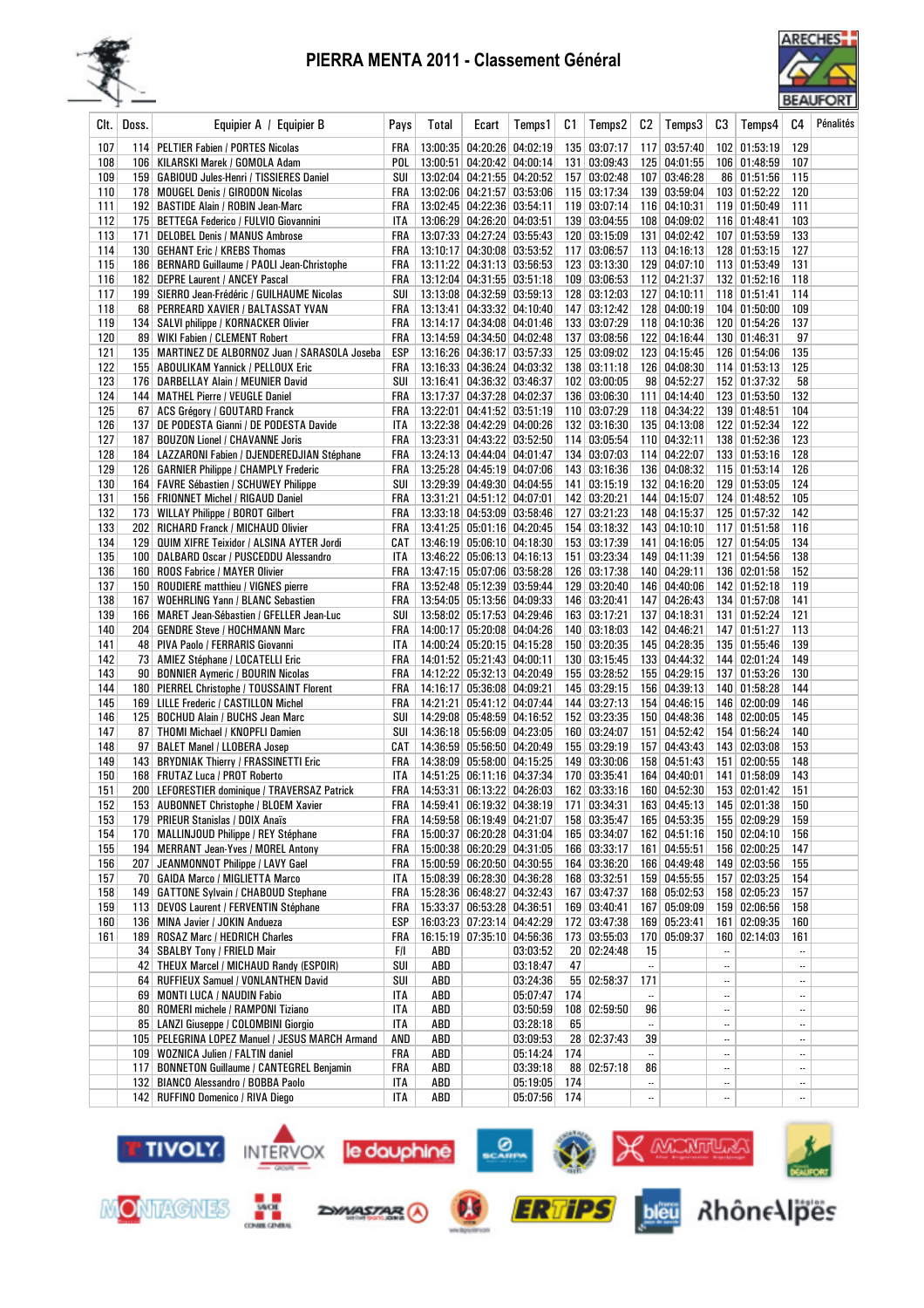# PIERRA MENTA 2011 - Classement Général

| Clt. | Doss. | Equipier A / Equipier B | Pays | Total | Ecart | Temps1 | C1 | Temps2 | C2 | Temps3 | C3 | Temps4 | C4 | Pénalités |
|---|---|---|---|---|---|---|---|---|---|---|---|---|---|---|
| 107 | 114 | PELTIER Fabien / PORTES Nicolas | FRA | 13:00:35 | 04:20:26 | 04:02:19 | 135 | 03:07:17 | 117 | 03:57:40 | 102 | 01:53:19 | 129 | |
| 108 | 106 | KILARSKI Marek / GOMOLA Adam | POL | 13:00:51 | 04:20:42 | 04:00:14 | 131 | 03:09:43 | 125 | 04:01:55 | 106 | 01:48:59 | 107 | |
| 109 | 159 | GABIOUD Jules-Henri / TISSIERES Daniel | SUI | 13:02:04 | 04:21:55 | 04:20:52 | 157 | 03:02:48 | 107 | 03:46:28 | 86 | 01:51:56 | 115 | |
| 110 | 178 | MOUGEL Denis / GIRODON Nicolas | FRA | 13:02:06 | 04:21:57 | 03:53:06 | 115 | 03:17:34 | 139 | 03:59:04 | 103 | 01:52:22 | 120 | |
| 111 | 192 | BASTIDE Alain / ROBIN Jean-Marc | FRA | 13:02:45 | 04:22:36 | 03:54:11 | 119 | 03:07:14 | 116 | 04:10:31 | 119 | 01:50:49 | 111 | |
| 112 | 175 | BETTEGA Federico / FULVIO Giovannini | ITA | 13:06:29 | 04:26:20 | 04:03:51 | 139 | 03:04:55 | 108 | 04:09:02 | 116 | 01:48:41 | 103 | |
| 113 | 171 | DELOBEL Denis / MANUS Ambrose | FRA | 13:07:33 | 04:27:24 | 03:55:43 | 120 | 03:15:09 | 131 | 04:02:42 | 107 | 01:53:59 | 133 | |
| 114 | 130 | GEHANT Eric / KREBS Thomas | FRA | 13:10:17 | 04:30:08 | 03:53:52 | 117 | 03:06:57 | 113 | 04:16:13 | 128 | 01:53:15 | 127 | |
| 115 | 186 | BERNARD Guillaume / PAOLI Jean-Christophe | FRA | 13:11:22 | 04:31:13 | 03:56:53 | 123 | 03:13:30 | 129 | 04:07:10 | 113 | 01:53:49 | 131 | |
| 116 | 182 | DEPRE Laurent / ANCEY Pascal | FRA | 13:12:04 | 04:31:55 | 03:51:18 | 109 | 03:06:53 | 112 | 04:21:37 | 132 | 01:52:16 | 118 | |
| 117 | 199 | SIERRO Jean-Frédéric / GUILHAUME Nicolas | SUI | 13:13:08 | 04:32:59 | 03:59:13 | 128 | 03:12:03 | 127 | 04:10:11 | 118 | 01:51:41 | 114 | |
| 118 | 68 | PERREARD XAVIER / BALTASSAT YVAN | FRA | 13:13:41 | 04:33:32 | 04:10:40 | 147 | 03:12:42 | 128 | 04:00:19 | 104 | 01:50:00 | 109 | |
| 119 | 134 | SALVI philippe / KORNACKER Olivier | FRA | 13:14:17 | 04:34:08 | 04:01:46 | 133 | 03:07:29 | 118 | 04:10:36 | 120 | 01:54:26 | 137 | |
| 120 | 89 | WIKI Fabien / CLEMENT Robert | FRA | 13:14:59 | 04:34:50 | 04:02:48 | 137 | 03:08:56 | 122 | 04:16:44 | 130 | 01:46:31 | 97 | |
| 121 | 135 | MARTINEZ DE ALBORNOZ Juan / SARASOLA Joseba | ESP | 13:16:26 | 04:36:17 | 03:57:33 | 125 | 03:09:02 | 123 | 04:15:45 | 126 | 01:54:06 | 135 | |
| 122 | 155 | ABOULIKAM Yannick / PELLOUX Eric | FRA | 13:16:33 | 04:36:24 | 04:03:32 | 138 | 03:11:18 | 126 | 04:08:30 | 114 | 01:53:13 | 125 | |
| 123 | 176 | DARBELLAY Alain / MEUNIER David | SUI | 13:16:41 | 04:36:32 | 03:46:37 | 102 | 03:00:05 | 98 | 04:52:27 | 152 | 01:37:32 | 58 | |
| 124 | 144 | MATHEL Pierre / VEUGLE Daniel | FRA | 13:17:37 | 04:37:28 | 04:02:37 | 136 | 03:06:30 | 111 | 04:14:40 | 123 | 01:53:50 | 132 | |
| 125 | 67 | ACS Grégory / GOUTARD Franck | FRA | 13:22:01 | 04:41:52 | 03:51:19 | 110 | 03:07:29 | 118 | 04:34:22 | 139 | 01:48:51 | 104 | |
| 126 | 137 | DE PODESTA Gianni / DE PODESTA Davide | ITA | 13:22:38 | 04:42:29 | 04:00:26 | 132 | 03:16:30 | 135 | 04:13:08 | 122 | 01:52:34 | 122 | |
| 127 | 187 | BOUZON Lionel / CHAVANNE Joris | FRA | 13:23:31 | 04:43:22 | 03:52:50 | 114 | 03:05:54 | 110 | 04:32:11 | 138 | 01:52:36 | 123 | |
| 128 | 184 | LAZZARONI Fabien / DJENDEREDJIAN Stéphane | FRA | 13:24:13 | 04:44:04 | 04:01:47 | 134 | 03:07:03 | 114 | 04:22:07 | 133 | 01:53:16 | 128 | |
| 129 | 126 | GARNIER Philippe / CHAMPLY Frederic | FRA | 13:25:28 | 04:45:19 | 04:07:06 | 143 | 03:16:36 | 136 | 04:08:32 | 115 | 01:53:14 | 126 | |
| 130 | 164 | FAVRE Sébastien / SCHUWEY Philippe | SUI | 13:29:39 | 04:49:30 | 04:04:55 | 141 | 03:15:19 | 132 | 04:16:20 | 129 | 01:53:05 | 124 | |
| 131 | 156 | FRIONNET Michel / RIGAUD Daniel | FRA | 13:31:21 | 04:51:12 | 04:07:01 | 142 | 03:20:21 | 144 | 04:15:07 | 124 | 01:48:52 | 105 | |
| 132 | 173 | WILLAY Philippe / BOROT Gilbert | FRA | 13:33:18 | 04:53:09 | 03:58:46 | 127 | 03:21:23 | 148 | 04:15:37 | 125 | 01:57:32 | 142 | |
| 133 | 202 | RICHARD Franck / MICHAUD Olivier | FRA | 13:41:25 | 05:01:16 | 04:20:45 | 154 | 03:18:32 | 143 | 04:10:10 | 117 | 01:51:58 | 116 | |
| 134 | 129 | QUIM XIFRE Teixidor / ALSINA AYTER Jordi | CAT | 13:46:19 | 05:06:10 | 04:18:30 | 153 | 03:17:39 | 141 | 04:16:05 | 127 | 01:54:05 | 134 | |
| 135 | 100 | DALBARD Oscar / PUSCEDDU Alessandro | ITA | 13:46:22 | 05:06:13 | 04:16:13 | 151 | 03:23:34 | 149 | 04:11:39 | 121 | 01:54:56 | 138 | |
| 136 | 160 | ROOS Fabrice / MAYER Olivier | FRA | 13:47:15 | 05:07:06 | 03:58:28 | 126 | 03:17:38 | 140 | 04:29:11 | 136 | 02:01:58 | 152 | |
| 137 | 150 | ROUDIERE matthieu / VIGNES pierre | FRA | 13:52:48 | 05:12:39 | 03:59:44 | 129 | 03:20:40 | 146 | 04:40:06 | 142 | 01:52:18 | 119 | |
| 138 | 167 | WOEHRLING Yann / BLANC Sebastien | FRA | 13:54:05 | 05:13:56 | 04:09:33 | 146 | 03:20:41 | 147 | 04:26:43 | 134 | 01:57:08 | 141 | |
| 139 | 166 | MARET Jean-Sébastien / GFELLER Jean-Luc | SUI | 13:58:02 | 05:17:53 | 04:29:46 | 163 | 03:17:21 | 137 | 04:18:31 | 131 | 01:52:24 | 121 | |
| 140 | 204 | GENDRE Steve / HOCHMANN Marc | FRA | 14:00:17 | 05:20:08 | 04:04:26 | 140 | 03:18:03 | 142 | 04:46:21 | 147 | 01:51:27 | 113 | |
| 141 | 48 | PIVA Paolo / FERRARIS Giovanni | ITA | 14:00:24 | 05:20:15 | 04:15:28 | 150 | 03:20:35 | 145 | 04:28:35 | 135 | 01:55:46 | 139 | |
| 142 | 73 | AMIEZ Stéphane / LOCATELLI Eric | FRA | 14:01:52 | 05:21:43 | 04:00:11 | 130 | 03:15:45 | 133 | 04:44:32 | 144 | 02:01:24 | 149 | |
| 143 | 90 | BONNIER Aymeric / BOURIN Nicolas | FRA | 14:12:22 | 05:32:13 | 04:20:49 | 155 | 03:28:52 | 155 | 04:29:15 | 137 | 01:53:26 | 130 | |
| 144 | 180 | PIERREL Christophe / TOUSSAINT Florent | FRA | 14:16:17 | 05:36:08 | 04:09:21 | 145 | 03:29:15 | 156 | 04:39:13 | 140 | 01:58:28 | 144 | |
| 145 | 169 | LILLE Frederic / CASTILLON Michel | FRA | 14:21:21 | 05:41:12 | 04:07:44 | 144 | 03:27:13 | 154 | 04:46:15 | 146 | 02:00:09 | 146 | |
| 146 | 125 | BOCHUD Alain / BUCHS Jean Marc | SUI | 14:29:08 | 05:48:59 | 04:16:52 | 152 | 03:23:35 | 150 | 04:48:36 | 148 | 02:00:05 | 145 | |
| 147 | 87 | THOMI Michael / KNOPFLI Damien | SUI | 14:36:18 | 05:56:09 | 04:23:05 | 160 | 03:24:07 | 151 | 04:52:42 | 154 | 01:56:24 | 140 | |
| 148 | 97 | BALET Manel / LLOBERA Josep | CAT | 14:36:59 | 05:56:50 | 04:20:49 | 155 | 03:29:19 | 157 | 04:43:43 | 143 | 02:03:08 | 153 | |
| 149 | 143 | BRYDNIAK Thierry / FRASSINETTI Eric | FRA | 14:38:09 | 05:58:00 | 04:15:25 | 149 | 03:30:06 | 158 | 04:51:43 | 151 | 02:00:55 | 148 | |
| 150 | 168 | FRUTAZ Luca / PROT Roberto | ITA | 14:51:25 | 06:11:16 | 04:37:34 | 170 | 03:35:41 | 164 | 04:40:01 | 141 | 01:58:09 | 143 | |
| 151 | 200 | LEFORESTIER dominique / TRAVERSAZ Patrick | FRA | 14:53:31 | 06:13:22 | 04:26:03 | 162 | 03:33:16 | 160 | 04:52:30 | 153 | 02:01:42 | 151 | |
| 152 | 153 | AUBONNET Christophe / BLOEM Xavier | FRA | 14:59:41 | 06:19:32 | 04:38:19 | 171 | 03:34:31 | 163 | 04:45:13 | 145 | 02:01:38 | 150 | |
| 153 | 179 | PRIEUR Stanislas / DOIX Anaïs | FRA | 14:59:58 | 06:19:49 | 04:21:07 | 158 | 03:35:47 | 165 | 04:53:35 | 155 | 02:09:29 | 159 | |
| 154 | 170 | MALLINJOUD Philippe / REY Stéphane | FRA | 15:00:37 | 06:20:28 | 04:31:04 | 165 | 03:34:07 | 162 | 04:51:16 | 150 | 02:04:10 | 156 | |
| 155 | 194 | MERRANT Jean-Yves / MOREL Antony | FRA | 15:00:38 | 06:20:29 | 04:31:05 | 166 | 03:33:17 | 161 | 04:55:51 | 156 | 02:00:25 | 147 | |
| 156 | 207 | JEANMONNOT Philippe / LAVY Gael | FRA | 15:00:59 | 06:20:50 | 04:30:55 | 164 | 03:36:20 | 166 | 04:49:48 | 149 | 02:03:56 | 155 | |
| 157 | 70 | GAIDA Marco / MIGLIETTA Marco | ITA | 15:08:39 | 06:28:30 | 04:36:28 | 168 | 03:32:51 | 159 | 04:55:55 | 157 | 02:03:25 | 154 | |
| 158 | 149 | GATTONE Sylvain / CHABOUD Stephane | FRA | 15:28:36 | 06:48:27 | 04:32:43 | 167 | 03:47:37 | 168 | 05:02:53 | 158 | 02:05:23 | 157 | |
| 159 | 113 | DEVOS Laurent / FERVENTIN Stéphane | FRA | 15:33:37 | 06:53:28 | 04:36:51 | 169 | 03:40:41 | 167 | 05:09:09 | 159 | 02:06:56 | 158 | |
| 160 | 136 | MINA Javier / JOKIN Andueza | ESP | 16:03:23 | 07:23:14 | 04:42:29 | 172 | 03:47:38 | 169 | 05:23:41 | 161 | 02:09:35 | 160 | |
| 161 | 189 | ROSAZ Marc / HEDRICH Charles | FRA | 16:15:19 | 07:35:10 | 04:56:36 | 173 | 03:55:03 | 170 | 05:09:37 | 160 | 02:14:03 | 161 | |
| | 34 | SBALBY Tony / FRIELD Mair | F/I | ABD | | 03:03:52 | 20 | 02:24:48 | 15 | | -- | | -- | |
| | 42 | THEUX Marcel / MICHAUD Randy (ESPOIR) | SUI | ABD | | 03:18:47 | 47 | | -- | | -- | | -- | |
| | 64 | RUFFIEUX Samuel / VONLANTHEN David | SUI | ABD | | 03:24:36 | 55 | 02:58:37 | 171 | | -- | | -- | |
| | 69 | MONTI LUCA / NAUDIN Fabio | ITA | ABD | | 05:07:47 | 174 | | -- | | -- | | -- | |
| | 80 | ROMERI michele / RAMPONI Tiziano | ITA | ABD | | 03:50:59 | 108 | 02:59:50 | 96 | | -- | | -- | |
| | 85 | LANZI Giuseppe / COLOMBINI Giorgio | ITA | ABD | | 03:28:18 | 65 | | -- | | -- | | -- | |
| | 105 | PELEGRINA LOPEZ Manuel / JESUS MARCH Armand | AND | ABD | | 03:09:53 | 28 | 02:37:43 | 39 | | -- | | -- | |
| | 109 | WOZNICA Julien / FALTIN daniel | FRA | ABD | | 05:14:24 | 174 | | -- | | -- | | -- | |
| | 117 | BONNETON Guillaume / CANTEGREL Benjamin | FRA | ABD | | 03:39:18 | 88 | 02:57:18 | 86 | | -- | | -- | |
| | 132 | BIANCO Alessandro / BOBBA Paolo | ITA | ABD | | 05:19:05 | 174 | | -- | | -- | | -- | |
| | 142 | RUFFINO Domenico / RIVA Diego | ITA | ABD | | 05:07:56 | 174 | | -- | | -- | | -- | |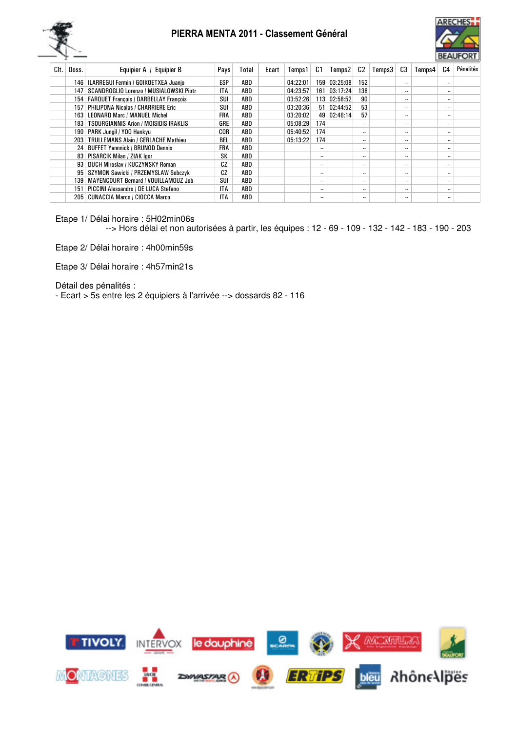# PIERRA MENTA 2011 - Classement Général

| Clt. | Doss. | Equipier A / Equipier B | Pays | Total | Ecart | Temps1 | C1 | Temps2 | C2 | Temps3 | C3 | Temps4 | C4 | Pénalités |
|---|---|---|---|---|---|---|---|---|---|---|---|---|---|---|
| | 146 | ILARREGUI Fermin / GOIKOETXEA Juanjo | ESP | ABD | | 04:22:01 | 159 | 03:25:08 | 152 | | -- | | -- | |
| | 147 | SCANDROGLIO Lorenzo / MUSIALOWSKI Piotr | ITA | ABD | | 04:23:57 | 161 | 03:17:24 | 138 | | -- | | -- | |
| | 154 | FARQUET François / DARBELLAY François | SUI | ABD | | 03:52:26 | 113 | 02:58:52 | 90 | | -- | | -- | |
| | 157 | PHILIPONA Nicolas / CHARRIERE Eric | SUI | ABD | | 03:20:36 | 51 | 02:44:52 | 53 | | -- | | -- | |
| | 163 | LEONARD Marc / MANUEL Michel | FRA | ABD | | 03:20:02 | 49 | 02:46:14 | 57 | | -- | | -- | |
| | 183 | TSOURGIANNIS Arion / MOISIDIS IRAKLIS | GRE | ABD | | 05:08:29 | 174 | | -- | | -- | | -- | |
| | 190 | PARK Jungil / YOO Hankyu | COR | ABD | | 05:40:52 | 174 | | -- | | -- | | -- | |
| | 203 | TRULLEMANS Alain / GERLACHE Mathieu | BEL | ABD | | 05:13:22 | 174 | | -- | | -- | | -- | |
| | 24 | BUFFET Yannnick / BRUNOD Dennis | FRA | ABD | | | -- | | -- | | -- | | -- | |
| | 83 | PISARCIK Milan / ZIAK Igor | SK | ABD | | | -- | | -- | | -- | | -- | |
| | 93 | DUCH Miroslav / KUCZYNSKY Roman | CZ | ABD | | | -- | | -- | | -- | | -- | |
| | 95 | SZYMON Sawicki / PRZEMYSLAW Sobczyk | CZ | ABD | | | -- | | -- | | -- | | -- | |
| | 139 | MAYENCOURT Bernard / VOUILLAMOUZ Job | SUI | ABD | | | -- | | -- | | -- | | -- | |
| | 151 | PICCINI Alessandro / DE LUCA Stefano | ITA | ABD | | | -- | | -- | | -- | | -- | |
| | 205 | CUNACCIA Marco / CIOCCA Marco | ITA | ABD | | | -- | | -- | | -- | | -- | |

Etape 1/ Délai horaire : 5H02min06s
--> Hors délai et non autorisées à partir, les équipes : 12 - 69 - 109 - 132 - 142 - 183 - 190 - 203

Etape 2/ Délai horaire : 4h00min59s

Etape 3/ Délai horaire : 4h57min21s

Détail des pénalités :
- Ecart > 5s entre les 2 équipiers à l'arrivée --> dossards 82 - 116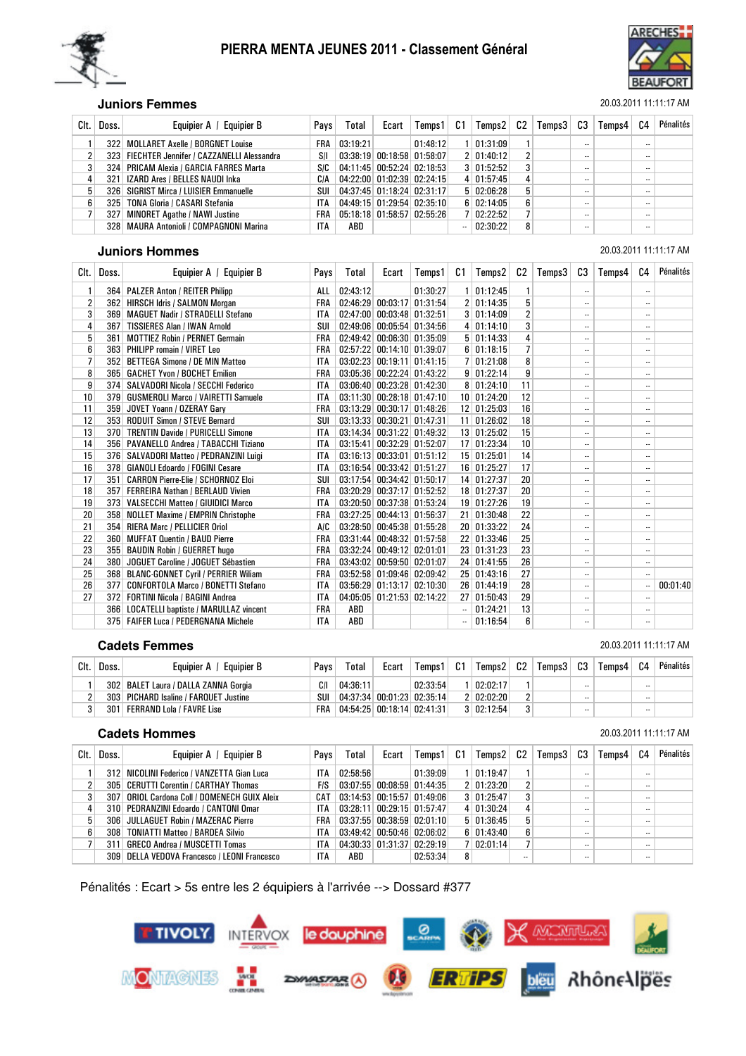# PIERRA MENTA JEUNES 2011 - Classement Général

## Juniors Femmes

20.03.2011 11:11:17 AM

| Clt. | Doss. | Equipier A / Equipier B | Pays | Total | Ecart | Temps1 | C1 | Temps2 | C2 | Temps3 | C3 | Temps4 | C4 | Pénalités |
|---|---|---|---|---|---|---|---|---|---|---|---|---|---|---|
| 1 | 322 | MOLLARET Axelle / BORGNET Louise | FRA | 03:19:21 | | 01:48:12 | 1 | 01:31:09 | 1 | | -- | | -- | |
| 2 | 323 | FIECHTER Jennifer / CAZZANELLI Alessandra | S/I | 03:38:19 | 00:18:58 | 01:58:07 | 2 | 01:40:12 | 2 | | -- | | -- | |
| 3 | 324 | PRICAM Alexia / GARCIA FARRES Marta | S/C | 04:11:45 | 00:52:24 | 02:18:53 | 3 | 01:52:52 | 3 | | -- | | -- | |
| 4 | 321 | IZARD Ares / BELLES NAUDI Inka | C/A | 04:22:00 | 01:02:39 | 02:24:15 | 4 | 01:57:45 | 4 | | -- | | -- | |
| 5 | 326 | SIGRIST Mirca / LUISIER Emmanuelle | SUI | 04:37:45 | 01:18:24 | 02:31:17 | 5 | 02:06:28 | 5 | | -- | | -- | |
| 6 | 325 | TONA Gloria / CASARI Stefania | ITA | 04:49:15 | 01:29:54 | 02:35:10 | 6 | 02:14:05 | 6 | | -- | | -- | |
| 7 | 327 | MINORET Agathe / NAWI Justine | FRA | 05:18:18 | 01:58:57 | 02:55:26 | 7 | 02:22:52 | 7 | | -- | | -- | |
| | 328 | MAURA Antonioli / COMPAGNONI Marina | ITA | ABD | | | -- | 02:30:22 | 8 | | -- | | -- | |

## Juniors Hommes

20.03.2011 11:11:17 AM

| Clt. | Doss. | Equipier A / Equipier B | Pays | Total | Ecart | Temps1 | C1 | Temps2 | C2 | Temps3 | C3 | Temps4 | C4 | Pénalités |
|---|---|---|---|---|---|---|---|---|---|---|---|---|---|---|
| 1 | 364 | PALZER Anton / REITER Philipp | ALL | 02:43:12 | | 01:30:27 | 1 | 01:12:45 | 1 | | -- | | -- | |
| 2 | 362 | HIRSCH Idris / SALMON Morgan | FRA | 02:46:29 | 00:03:17 | 01:31:54 | 2 | 01:14:35 | 5 | | -- | | -- | |
| 3 | 369 | MAGUET Nadir / STRADELLI Stefano | ITA | 02:47:00 | 00:03:48 | 01:32:51 | 3 | 01:14:09 | 2 | | -- | | -- | |
| 4 | 367 | TISSIERES Alan / IWAN Arnold | SUI | 02:49:06 | 00:05:54 | 01:34:56 | 4 | 01:14:10 | 3 | | -- | | -- | |
| 5 | 361 | MOTTIEZ Robin / PERNET Germain | FRA | 02:49:42 | 00:06:30 | 01:35:09 | 5 | 01:14:33 | 4 | | -- | | -- | |
| 6 | 363 | PHILIPP romain / VIRET Leo | FRA | 02:57:22 | 00:14:10 | 01:39:07 | 6 | 01:18:15 | 7 | | -- | | -- | |
| 7 | 352 | BETTEGA Simone / DE MIN Matteo | ITA | 03:02:23 | 00:19:11 | 01:41:15 | 7 | 01:21:08 | 8 | | -- | | -- | |
| 8 | 365 | GACHET Yvon / BOCHET Emilien | FRA | 03:05:36 | 00:22:24 | 01:43:22 | 9 | 01:22:14 | 9 | | -- | | -- | |
| 9 | 374 | SALVADORI Nicola / SECCHI Federico | ITA | 03:06:40 | 00:23:28 | 01:42:30 | 8 | 01:24:10 | 11 | | -- | | -- | |
| 10 | 379 | GUSMEROLI Marco / VAIRETTI Samuele | ITA | 03:11:30 | 00:28:18 | 01:47:10 | 10 | 01:24:20 | 12 | | -- | | -- | |
| 11 | 359 | JOVET Yoann / OZERAY Gary | FRA | 03:13:29 | 00:30:17 | 01:48:26 | 12 | 01:25:03 | 16 | | -- | | -- | |
| 12 | 353 | RODUIT Simon / STEVE Bernard | SUI | 03:13:33 | 00:30:21 | 01:47:31 | 11 | 01:26:02 | 18 | | -- | | -- | |
| 13 | 370 | TRENTIN Davide / PURICELLI Simone | ITA | 03:14:34 | 00:31:22 | 01:49:32 | 13 | 01:25:02 | 15 | | -- | | -- | |
| 14 | 356 | PAVANELLO Andrea / TABACCHI Tiziano | ITA | 03:15:41 | 00:32:29 | 01:52:07 | 17 | 01:23:34 | 10 | | -- | | -- | |
| 15 | 376 | SALVADORI Matteo / PEDRANZINI Luigi | ITA | 03:16:13 | 00:33:01 | 01:51:12 | 15 | 01:25:01 | 14 | | -- | | -- | |
| 16 | 378 | GIANOLI Edoardo / FOGINI Cesare | ITA | 03:16:54 | 00:33:42 | 01:51:27 | 16 | 01:25:27 | 17 | | -- | | -- | |
| 17 | 351 | CARRON Pierre-Elie / SCHORNOZ Eloi | SUI | 03:17:54 | 00:34:42 | 01:50:17 | 14 | 01:27:37 | 20 | | -- | | -- | |
| 18 | 357 | FERREIRA Nathan / BERLAUD Vivien | FRA | 03:20:29 | 00:37:17 | 01:52:52 | 18 | 01:27:37 | 20 | | -- | | -- | |
| 19 | 373 | VALSECCHI Matteo / GIUIDICI Marco | ITA | 03:20:50 | 00:37:38 | 01:53:24 | 19 | 01:27:26 | 19 | | -- | | -- | |
| 20 | 358 | NOLLET Maxime / EMPRIN Christophe | FRA | 03:27:25 | 00:44:13 | 01:56:37 | 21 | 01:30:48 | 22 | | -- | | -- | |
| 21 | 354 | RIERA Marc / PELLICIER Oriol | A/C | 03:28:50 | 00:45:38 | 01:55:28 | 20 | 01:33:22 | 24 | | -- | | -- | |
| 22 | 360 | MUFFAT Quentin / BAUD Pierre | FRA | 03:31:44 | 00:48:32 | 01:57:58 | 22 | 01:33:46 | 25 | | -- | | -- | |
| 23 | 355 | BAUDIN Robin / GUERRET hugo | FRA | 03:32:24 | 00:49:12 | 02:01:01 | 23 | 01:31:23 | 23 | | -- | | -- | |
| 24 | 380 | JOGUET Caroline / JOGUET Sébastien | FRA | 03:43:02 | 00:59:50 | 02:01:07 | 24 | 01:41:55 | 26 | | -- | | -- | |
| 25 | 368 | BLANC-GONNET Cyril / PERRIER Wiliam | FRA | 03:52:58 | 01:09:46 | 02:09:42 | 25 | 01:43:16 | 27 | | -- | | -- | |
| 26 | 377 | CONFORTOLA Marco / BONETTI Stefano | ITA | 03:56:29 | 01:13:17 | 02:10:30 | 26 | 01:44:19 | 28 | | -- | | -- | 00:01:40 |
| 27 | 372 | FORTINI Nicola / BAGINI Andrea | ITA | 04:05:05 | 01:21:53 | 02:14:22 | 27 | 01:50:43 | 29 | | -- | | -- | |
| | 366 | LOCATELLI baptiste / MARULLAZ vincent | FRA | ABD | | | -- | 01:24:21 | 13 | | -- | | -- | |
| | 375 | FAIFER Luca / PEDERGNANA Michele | ITA | ABD | | | -- | 01:16:54 | 6 | | -- | | -- | |

## Cadets Femmes

20.03.2011 11:11:17 AM

| Clt. | Doss. | Equipier A / Equipier B | Pays | Total | Ecart | Temps1 | C1 | Temps2 | C2 | Temps3 | C3 | Temps4 | C4 | Pénalités |
|---|---|---|---|---|---|---|---|---|---|---|---|---|---|---|
| 1 | 302 | BALET Laura / DALLA ZANNA Gorgia | C/I | 04:36:11 | | 02:33:54 | 1 | 02:02:17 | 1 | | -- | | -- | |
| 2 | 303 | PICHARD Isaline / FARQUET Justine | SUI | 04:37:34 | 00:01:23 | 02:35:14 | 2 | 02:02:20 | 2 | | -- | | -- | |
| 3 | 301 | FERRAND Lola / FAVRE Lise | FRA | 04:54:25 | 00:18:14 | 02:41:31 | 3 | 02:12:54 | 3 | | -- | | -- | |

## Cadets Hommes

20.03.2011 11:11:17 AM

| Clt. | Doss. | Equipier A / Equipier B | Pays | Total | Ecart | Temps1 | C1 | Temps2 | C2 | Temps3 | C3 | Temps4 | C4 | Pénalités |
|---|---|---|---|---|---|---|---|---|---|---|---|---|---|---|
| 1 | 312 | NICOLINI Federico / VANZETTA Gian Luca | ITA | 02:58:56 | | 01:39:09 | 1 | 01:19:47 | 1 | | -- | | -- | |
| 2 | 305 | CERUTTI Corentin / CARTHAY Thomas | F/S | 03:07:55 | 00:08:59 | 01:44:35 | 2 | 01:23:20 | 2 | | -- | | -- | |
| 3 | 307 | ORIOL Cardona Coll / DOMENECH GUIX Aleix | CAT | 03:14:53 | 00:15:57 | 01:49:06 | 3 | 01:25:47 | 3 | | -- | | -- | |
| 4 | 310 | PEDRANZINI Edoardo / CANTONI Omar | ITA | 03:28:11 | 00:29:15 | 01:57:47 | 4 | 01:30:24 | 4 | | -- | | -- | |
| 5 | 306 | JULLAGUET Robin / MAZERAC Pierre | FRA | 03:37:55 | 00:38:59 | 02:01:10 | 5 | 01:36:45 | 5 | | -- | | -- | |
| 6 | 308 | TONIATTI Matteo / BARDEA Silvio | ITA | 03:49:42 | 00:50:46 | 02:06:02 | 6 | 01:43:40 | 6 | | -- | | -- | |
| 7 | 311 | GRECO Andrea / MUSCETTI Tomas | ITA | 04:30:33 | 01:31:37 | 02:29:19 | 7 | 02:01:14 | 7 | | -- | | -- | |
| | 309 | DELLA VEDOVA Francesco / LEONI Francesco | ITA | ABD | | 02:53:34 | 8 | | -- | | -- | | -- | |

Pénalités : Ecart > 5s entre les 2 équipiers à l'arrivée --> Dossard #377